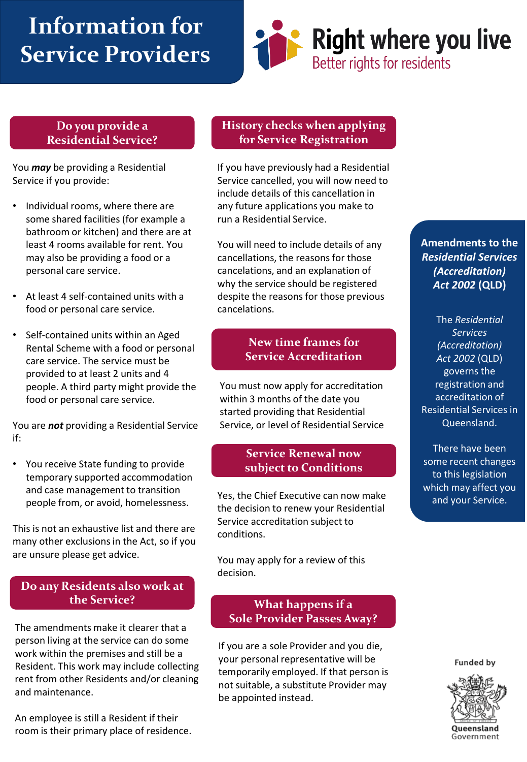# Information for Service Providers

**Right where you live**
Better rights for residents

## Do you provide a Residential Service?

You ***may*** be providing a Residential Service if you provide:

- Individual rooms, where there are some shared facilities (for example a bathroom or kitchen) and there are at least 4 rooms available for rent. You may also be providing a food or a personal care service.
- At least 4 self-contained units with a food or personal care service.
- Self-contained units within an Aged Rental Scheme with a food or personal care service. The service must be provided to at least 2 units and 4 people. A third party might provide the food or personal care service.

You are ***not*** providing a Residential Service if:

- You receive State funding to provide temporary supported accommodation and case management to transition people from, or avoid, homelessness.

This is not an exhaustive list and there are many other exclusions in the Act, so if you are unsure please get advice.

## Do any Residents also work at the Service?

The amendments make it clearer that a person living at the service can do some work within the premises and still be a Resident. This work may include collecting rent from other Residents and/or cleaning and maintenance.

An employee is still a Resident if their room is their primary place of residence.

## History checks when applying for Service Registration

If you have previously had a Residential Service cancelled, you will now need to include details of this cancellation in any future applications you make to run a Residential Service.

You will need to include details of any cancellations, the reasons for those cancelations, and an explanation of why the service should be registered despite the reasons for those previous cancelations.

## New time frames for Service Accreditation

You must now apply for accreditation within 3 months of the date you started providing that Residential Service, or level of Residential Service

## Service Renewal now subject to Conditions

Yes, the Chief Executive can now make the decision to renew your Residential Service accreditation subject to conditions.

You may apply for a review of this decision.

## What happens if a Sole Provider Passes Away?

If you are a sole Provider and you die, your personal representative will be temporarily employed. If that person is not suitable, a substitute Provider may be appointed instead.

## Amendments to the *Residential Services (Accreditation) Act 2002* (QLD)

The *Residential Services (Accreditation) Act 2002* (QLD) governs the registration and accreditation of Residential Services in Queensland.

There have been some recent changes to this legislation which may affect you and your Service.

Funded by Queensland Government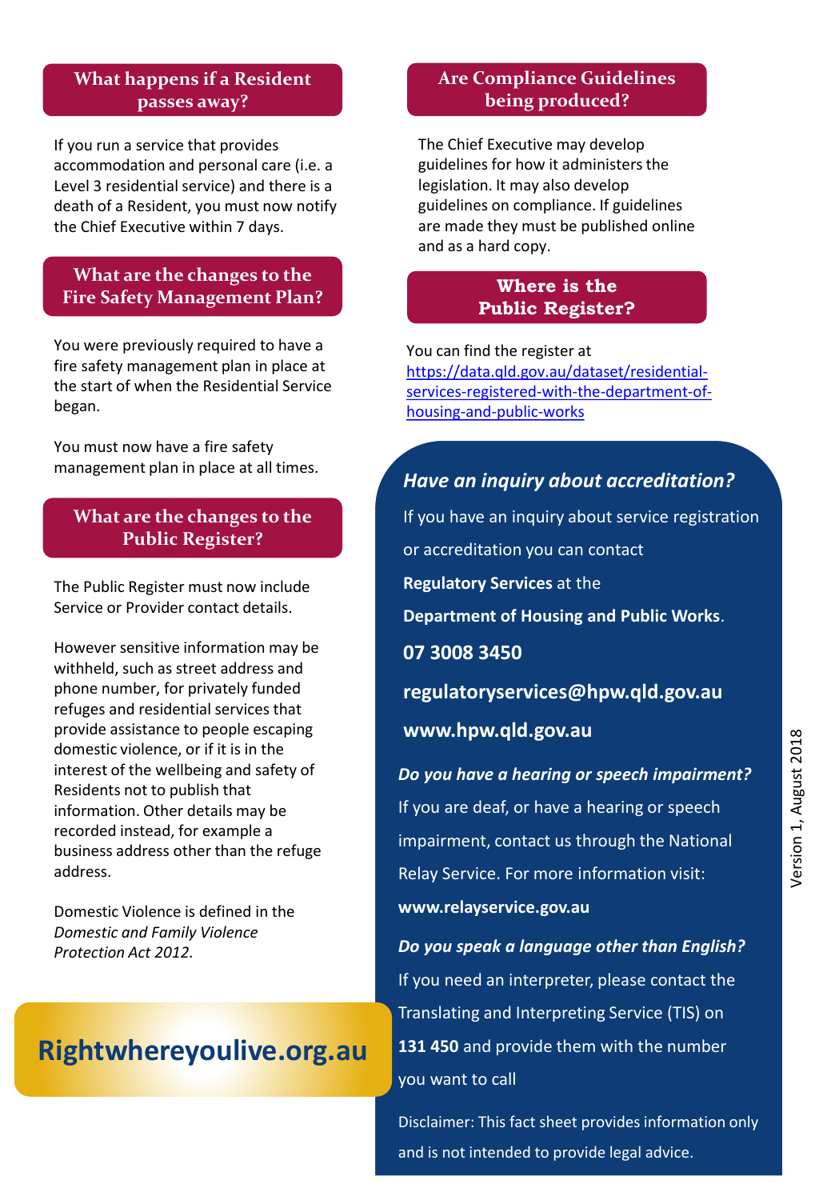## What happens if a Resident passes away?

If you run a service that provides accommodation and personal care (i.e. a Level 3 residential service) and there is a death of a Resident, you must now notify the Chief Executive within 7 days.

## What are the changes to the Fire Safety Management Plan?

You were previously required to have a fire safety management plan in place at the start of when the Residential Service began.

You must now have a fire safety management plan in place at all times.

## What are the changes to the Public Register?

The Public Register must now include Service or Provider contact details.

However sensitive information may be withheld, such as street address and phone number, for privately funded refuges and residential services that provide assistance to people escaping domestic violence, or if it is in the interest of the wellbeing and safety of Residents not to publish that information. Other details may be recorded instead, for example a business address other than the refuge address.

Domestic Violence is defined in the *Domestic and Family Violence Protection Act 2012.*

**Rightwhereyoulive.org.au**

## Are Compliance Guidelines being produced?

The Chief Executive may develop guidelines for how it administers the legislation. It may also develop guidelines on compliance. If guidelines are made they must be published online and as a hard copy.

## Where is the Public Register?

You can find the register at https://data.qld.gov.au/dataset/residential-services-registered-with-the-department-of-housing-and-public-works

### *Have an inquiry about accreditation?*

If you have an inquiry about service registration or accreditation you can contact

**Regulatory Services** at the

**Department of Housing and Public Works**.

**07 3008 3450**

**regulatoryservices@hpw.qld.gov.au**

**www.hpw.qld.gov.au**

***Do you have a hearing or speech impairment?***

If you are deaf, or have a hearing or speech impairment, contact us through the National Relay Service. For more information visit:

**www.relayservice.gov.au**

***Do you speak a language other than English?***

If you need an interpreter, please contact the Translating and Interpreting Service (TIS) on **131 450** and provide them with the number you want to call

Disclaimer: This fact sheet provides information only and is not intended to provide legal advice.

Version 1, August 2018